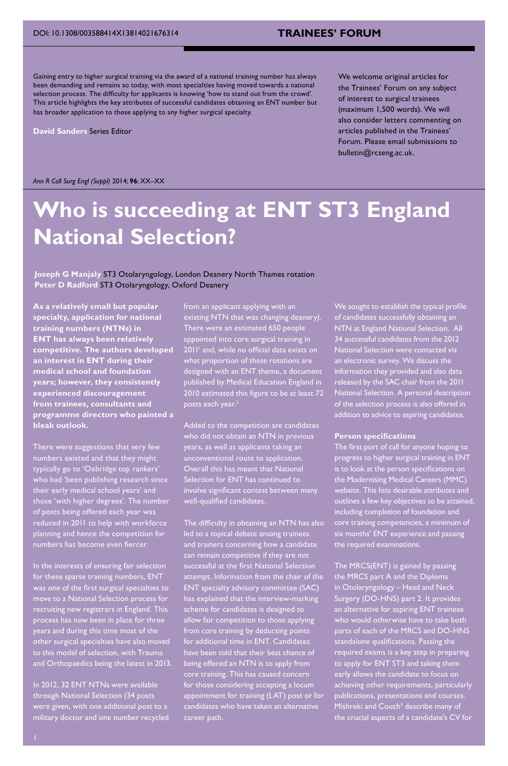Gaining entry to higher surgical training via the award of a national training number has always been demanding and remains so today, with most specialties having moved towards a national selection process. The difficulty for applicants is knowing 'how to stand out from the crowd'. This article highlights the key attributes of successful candidates obtaining an ENT number but has broader application to those applying to any higher surgical specialty.

**David Sanders** Series Editor

We welcome original articles for the Trainees' Forum on any subject of interest to surgical trainees (maximum 1,500 words). We will also consider letters commenting on articles published in the Trainees' Forum. Please email submissions to bulletin@rcseng.ac.uk.

# Who is succeeding at ENT ST3 England National Selection?

**Joseph G Manjaly** ST3 Otolaryngology, London Deanery North Thames rotation
**Peter D Radford** ST3 Otolaryngology, Oxford Deanery

**As a relatively small but popular specialty, application for national training numbers (NTNs) in ENT has always been relatively competitive. The authors developed an interest in ENT during their medical school and foundation years; however, they consistently experienced discouragement from trainees, consultants and programme directors who painted a bleak outlook.**

There were suggestions that very few numbers existed and that they might typically go to 'Oxbridge top rankers' who had 'been publishing research since their early medical school years' and those 'with higher degrees'. The number of posts being offered each year was reduced in 2011 to help with workforce planning and hence the competition for numbers has become even fiercer.

In the interests of ensuring fair selection for these sparse training numbers, ENT was one of the first surgical specialties to move to a National Selection process for recruiting new registrars in England. This process has now been in place for three years and during this time most of the other surgical specialties have also moved to this model of selection, with Trauma and Orthopaedics being the latest in 2013.

In 2012, 32 ENT NTNs were available through National Selection (34 posts were given, with one additional post to a military doctor and one number recycled from an applicant applying with an existing NTN that was changing deanery). There were an estimated 650 people appointed into core surgical training in 2011[1] and, while no official data exists on what proportion of these rotations are designed with an ENT theme, a document published by Medical Education England in 2010 estimated this figure to be at least 72 posts each year.[2]

Added to the competition are candidates who did not obtain an NTN in previous years, as well as applicants taking an unconventional route to application. Overall this has meant that National Selection for ENT has continued to involve significant contest between many well-qualified candidates.

The difficulty in obtaining an NTN has also led to a topical debate among trainees and trainers concerning how a candidate can remain competitive if they are not successful at the first National Selection attempt. Information from the chair of the ENT specialty advisory committee (SAC) has explained that the interview-marking scheme for candidates is designed to allow fair competition to those applying from core training by deducting points for additional time in ENT. Candidates have been told that their best chance of being offered an NTN is to apply from core training. This has caused concern for those considering accepting a locum appointment for training (LAT) post or for candidates who have taken an alternative career path.

We sought to establish the typical profile of candidates successfully obtaining an NTN at England National Selection. All 34 successful candidates from the 2012 National Selection were contacted via an electronic survey. We discuss the information they provided and also data released by the SAC chair from the 2011 National Selection. A personal description of the selection process is also offered in addition to advice to aspiring candidates.

### Person specifications

The first port of call for anyone hoping to progress to higher surgical training in ENT is to look at the person specifications on the Modernising Medical Careers (MMC) website. This lists desirable attributes and outlines a few key objectives to be attained, including completion of foundation and core training competencies, a minimum of six months' ENT experience and passing the required examinations.

The MRCS(ENT) is gained by passing the MRCS part A and the Diploma in Otolaryngology – Head and Neck Surgery (DO-HNS) part 2. It provides an alternative for aspiring ENT trainees who would otherwise have to take both parts of each of the MRCS and DO-HNS standalone qualifications. Passing the required exams is a key step in preparing to apply for ENT ST3 and taking them early allows the candidate to focus on achieving other requirements, particularly publications, presentations and courses. Mishreki and Couch[3] describe many of the crucial aspects of a candidate's CV for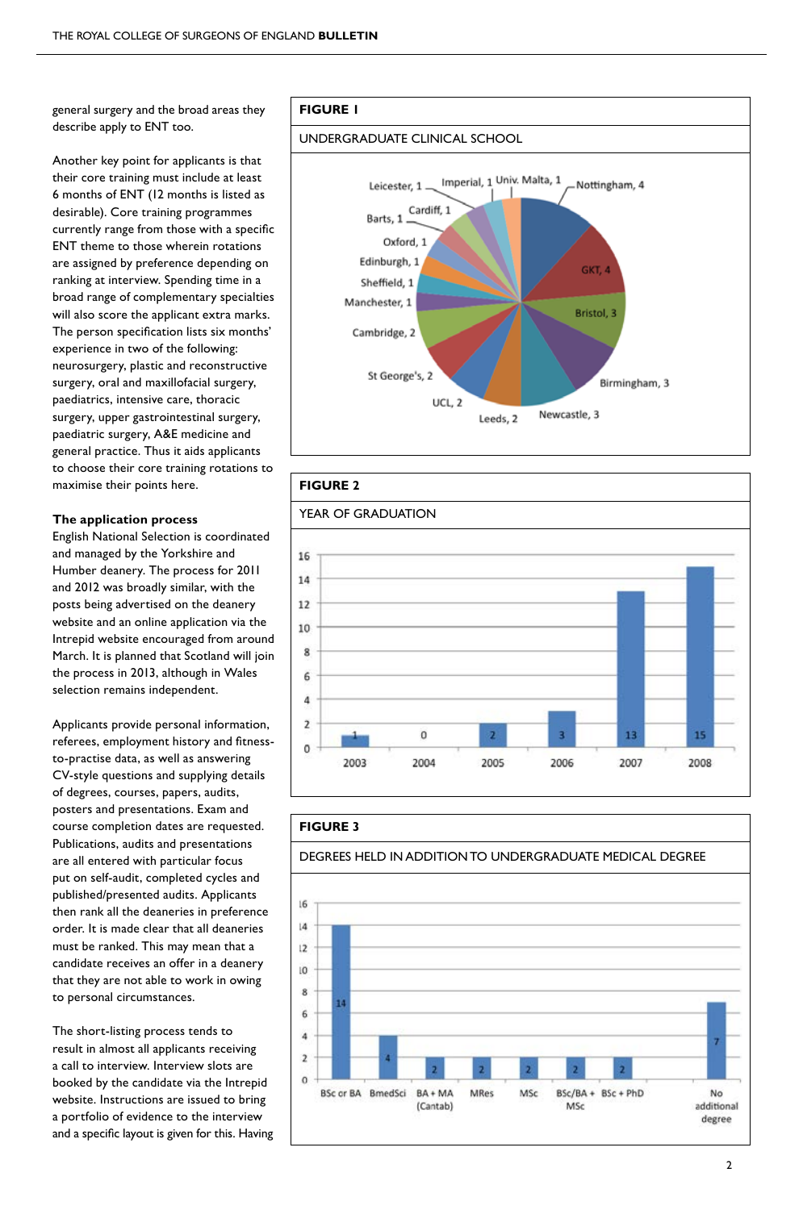general surgery and the broad areas they describe apply to ENT too.

Another key point for applicants is that their core training must include at least 6 months of ENT (12 months is listed as desirable). Core training programmes currently range from those with a specific ENT theme to those wherein rotations are assigned by preference depending on ranking at interview. Spending time in a broad range of complementary specialties will also score the applicant extra marks. The person specification lists six months' experience in two of the following: neurosurgery, plastic and reconstructive surgery, oral and maxillofacial surgery, paediatrics, intensive care, thoracic surgery, upper gastrointestinal surgery, paediatric surgery, A&E medicine and general practice. Thus it aids applicants to choose their core training rotations to maximise their points here.

**The application process**

English National Selection is coordinated and managed by the Yorkshire and Humber deanery. The process for 2011 and 2012 was broadly similar, with the posts being advertised on the deanery website and an online application via the Intrepid website encouraged from around March. It is planned that Scotland will join the process in 2013, although in Wales selection remains independent.

Applicants provide personal information, referees, employment history and fitness-to-practise data, as well as answering CV-style questions and supplying details of degrees, courses, papers, audits, posters and presentations. Exam and course completion dates are requested. Publications, audits and presentations are all entered with particular focus put on self-audit, completed cycles and published/presented audits. Applicants then rank all the deaneries in preference order. It is made clear that all deaneries must be ranked. This may mean that a candidate receives an offer in a deanery that they are not able to work in owing to personal circumstances.

The short-listing process tends to result in almost all applicants receiving a call to interview. Interview slots are booked by the candidate via the Intrepid website. Instructions are issued to bring a portfolio of evidence to the interview and a specific layout is given for this. Having

**FIGURE 1**

UNDERGRADUATE CLINICAL SCHOOL

| Clinical school | Number |
|---|---|
| Nottingham | 4 |
| GKT | 4 |
| Bristol | 3 |
| Birmingham | 3 |
| Newcastle | 3 |
| Leeds | 2 |
| UCL | 2 |
| St George's | 2 |
| Cambridge | 2 |
| Manchester | 1 |
| Sheffield | 1 |
| Edinburgh | 1 |
| Oxford | 1 |
| Barts | 1 |
| Cardiff | 1 |
| Leicester | 1 |
| Imperial | 1 |
| Univ. Malta | 1 |

**FIGURE 2**

YEAR OF GRADUATION

| Year | Number |
|---|---|
| 2003 | 1 |
| 2004 | 0 |
| 2005 | 2 |
| 2006 | 3 |
| 2007 | 13 |
| 2008 | 15 |

**FIGURE 3**

DEGREES HELD IN ADDITION TO UNDERGRADUATE MEDICAL DEGREE

| Degree | Number |
|---|---|
| BSc or BA | 14 |
| BmedSci | 4 |
| BA + MA (Cantab) | 2 |
| MRes | 2 |
| MSc | 2 |
| BSc/BA + MSc | 2 |
| BSc + PhD | 2 |
| No additional degree | 7 |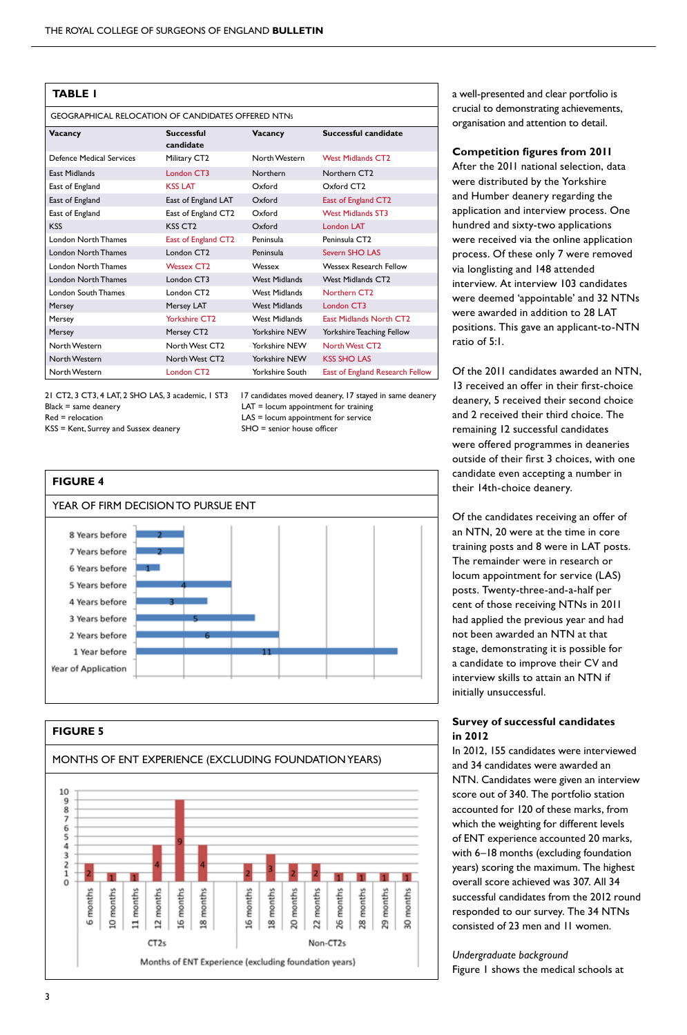**TABLE 1**

GEOGRAPHICAL RELOCATION OF CANDIDATES OFFERED NTNs

| Vacancy | Successful candidate | Vacancy | Successful candidate |
|---|---|---|---|
| Defence Medical Services | Military CT2 | North Western | West Midlands CT2 |
| East Midlands | London CT3 | Northern | Northern CT2 |
| East of England | KSS LAT | Oxford | Oxford CT2 |
| East of England | East of England LAT | Oxford | East of England CT2 |
| East of England | East of England CT2 | Oxford | West Midlands ST3 |
| KSS | KSS CT2 | Oxford | London LAT |
| London North Thames | East of England CT2 | Peninsula | Peninsula CT2 |
| London North Thames | London CT2 | Peninsula | Severn SHO LAS |
| London North Thames | Wessex CT2 | Wessex | Wessex Research Fellow |
| London North Thames | London CT3 | West Midlands | West Midlands CT2 |
| London South Thames | London CT2 | West Midlands | Northern CT2 |
| Mersey | Mersey LAT | West Midlands | London CT3 |
| Mersey | Yorkshire CT2 | West Midlands | East Midlands North CT2 |
| Mersey | Mersey CT2 | Yorkshire NEW | Yorkshire Teaching Fellow |
| North Western | North West CT2 | Yorkshire NEW | North West CT2 |
| North Western | North West CT2 | Yorkshire NEW | KSS SHO LAS |
| North Western | London CT2 | Yorkshire South | East of England Research Fellow |

21 CT2, 3 CT3, 4 LAT, 2 SHO LAS, 3 academic, 1 ST3
Black = same deanery
Red = relocation
KSS = Kent, Surrey and Sussex deanery

17 candidates moved deanery, 17 stayed in same deanery
LAT = locum appointment for training
LAS = locum appointment for service
SHO = senior house officer

**FIGURE 4**

YEAR OF FIRM DECISION TO PURSUE ENT

| Year | Number |
|---|---|
| 8 Years before | 2 |
| 7 Years before | 2 |
| 6 Years before | 1 |
| 5 Years before | 4 |
| 4 Years before | 3 |
| 3 Years before | 5 |
| 2 Years before | 6 |
| 1 Year before | 11 |
| Year of Application | |

**FIGURE 5**

MONTHS OF ENT EXPERIENCE (EXCLUDING FOUNDATION YEARS)

| Group | Months of ENT experience | Number |
|---|---|---|
| CT2s | 6 months | 2 |
| CT2s | 10 months | 1 |
| CT2s | 11 months | 1 |
| CT2s | 12 months | 4 |
| CT2s | 16 months | 9 |
| CT2s | 18 months | 4 |
| Non-CT2s | 16 months | 2 |
| Non-CT2s | 18 months | 3 |
| Non-CT2s | 20 months | 2 |
| Non-CT2s | 22 months | 2 |
| Non-CT2s | 26 months | 1 |
| Non-CT2s | 28 months | 1 |
| Non-CT2s | 29 months | 1 |
| Non-CT2s | 30 months | 1 |

Months of ENT Experience (excluding foundation years)

a well-presented and clear portfolio is crucial to demonstrating achievements, organisation and attention to detail.

### Competition figures from 2011

After the 2011 national selection, data were distributed by the Yorkshire and Humber deanery regarding the application and interview process. One hundred and sixty-two applications were received via the online application process. Of these only 7 were removed via longlisting and 148 attended interview. At interview 103 candidates were deemed 'appointable' and 32 NTNs were awarded in addition to 28 LAT positions. This gave an applicant-to-NTN ratio of 5:1.

Of the 2011 candidates awarded an NTN, 13 received an offer in their first-choice deanery, 5 received their second choice and 2 received their third choice. The remaining 12 successful candidates were offered programmes in deaneries outside of their first 3 choices, with one candidate even accepting a number in their 14th-choice deanery.

Of the candidates receiving an offer of an NTN, 20 were at the time in core training posts and 8 were in LAT posts. The remainder were in research or locum appointment for service (LAS) posts. Twenty-three-and-a-half per cent of those receiving NTNs in 2011 had applied the previous year and had not been awarded an NTN at that stage, demonstrating it is possible for a candidate to improve their CV and interview skills to attain an NTN if initially unsuccessful.

### Survey of successful candidates in 2012

In 2012, 155 candidates were interviewed and 34 candidates were awarded an NTN. Candidates were given an interview score out of 340. The portfolio station accounted for 120 of these marks, from which the weighting for different levels of ENT experience accounted 20 marks, with 6–18 months (excluding foundation years) scoring the maximum. The highest overall score achieved was 307. All 34 successful candidates from the 2012 round responded to our survey. The 34 NTNs consisted of 23 men and 11 women.

*Undergraduate background*

Figure 1 shows the medical schools at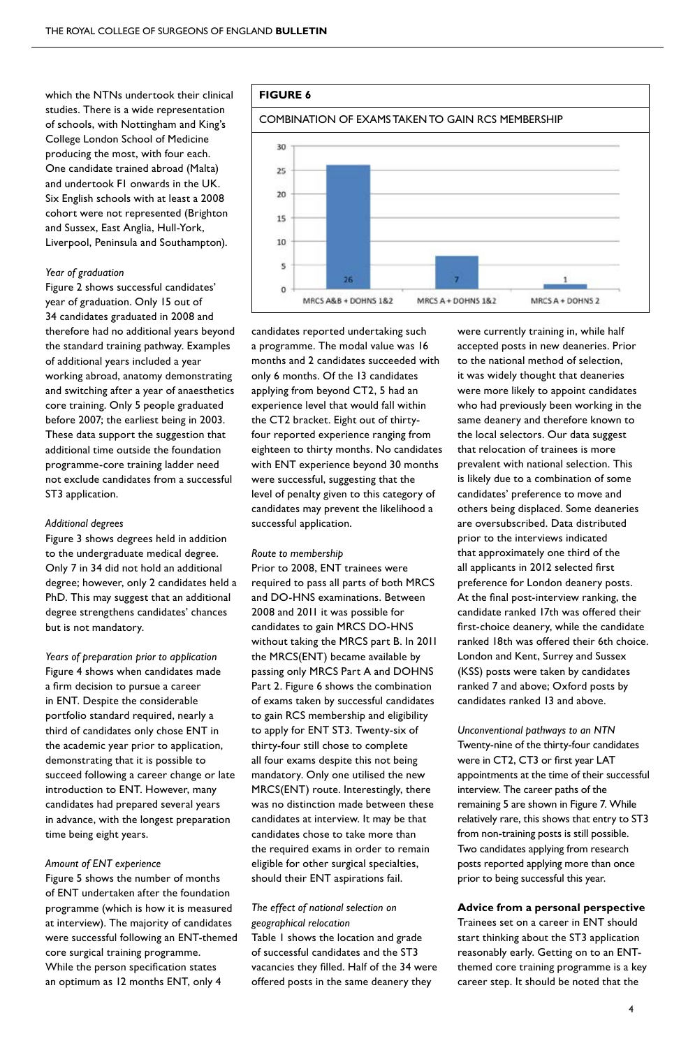which the NTNs undertook their clinical studies. There is a wide representation of schools, with Nottingham and King's College London School of Medicine producing the most, with four each. One candidate trained abroad (Malta) and undertook F1 onwards in the UK. Six English schools with at least a 2008 cohort were not represented (Brighton and Sussex, East Anglia, Hull-York, Liverpool, Peninsula and Southampton).

*Year of graduation*

Figure 2 shows successful candidates' year of graduation. Only 15 out of 34 candidates graduated in 2008 and therefore had no additional years beyond the standard training pathway. Examples of additional years included a year working abroad, anatomy demonstrating and switching after a year of anaesthetics core training. Only 5 people graduated before 2007; the earliest being in 2003. These data support the suggestion that additional time outside the foundation programme-core training ladder need not exclude candidates from a successful ST3 application.

*Additional degrees*

Figure 3 shows degrees held in addition to the undergraduate medical degree. Only 7 in 34 did not hold an additional degree; however, only 2 candidates held a PhD. This may suggest that an additional degree strengthens candidates' chances but is not mandatory.

*Years of preparation prior to application*

Figure 4 shows when candidates made a firm decision to pursue a career in ENT. Despite the considerable portfolio standard required, nearly a third of candidates only chose ENT in the academic year prior to application, demonstrating that it is possible to succeed following a career change or late introduction to ENT. However, many candidates had prepared several years in advance, with the longest preparation time being eight years.

*Amount of ENT experience*

Figure 5 shows the number of months of ENT undertaken after the foundation programme (which is how it is measured at interview). The majority of candidates were successful following an ENT-themed core surgical training programme. While the person specification states an optimum as 12 months ENT, only 4 candidates reported undertaking such a programme. The modal value was 16 months and 2 candidates succeeded with only 6 months. Of the 13 candidates applying from beyond CT2, 5 had an experience level that would fall within the CT2 bracket. Eight out of thirty-four reported experience ranging from eighteen to thirty months. No candidates with ENT experience beyond 30 months were successful, suggesting that the level of penalty given to this category of candidates may prevent the likelihood a successful application.

**FIGURE 6**

COMBINATION OF EXAMS TAKEN TO GAIN RCS MEMBERSHIP

| Combination | Number of candidates |
|---|---|
| MRCS A&B + DOHNS 1&2 | 26 |
| MRCS A + DOHNS 1&2 | 7 |
| MRCS A + DOHNS 2 | 1 |

*Route to membership*

Prior to 2008, ENT trainees were required to pass all parts of both MRCS and DO-HNS examinations. Between 2008 and 2011 it was possible for candidates to gain MRCS DO-HNS without taking the MRCS part B. In 2011 the MRCS(ENT) became available by passing only MRCS Part A and DOHNS Part 2. Figure 6 shows the combination of exams taken by successful candidates to gain RCS membership and eligibility to apply for ENT ST3. Twenty-six of thirty-four still chose to complete all four exams despite this not being mandatory. Only one utilised the new MRCS(ENT) route. Interestingly, there was no distinction made between these candidates at interview. It may be that candidates chose to take more than the required exams in order to remain eligible for other surgical specialties, should their ENT aspirations fail.

*The effect of national selection on geographical relocation*

Table 1 shows the location and grade of successful candidates and the ST3 vacancies they filled. Half of the 34 were offered posts in the same deanery they were currently training in, while half accepted posts in new deaneries. Prior to the national method of selection, it was widely thought that deaneries were more likely to appoint candidates who had previously been working in the same deanery and therefore known to the local selectors. Our data suggest that relocation of trainees is more prevalent with national selection. This is likely due to a combination of some candidates' preference to move and others being displaced. Some deaneries are oversubscribed. Data distributed prior to the interviews indicated that approximately one third of the all applicants in 2012 selected first preference for London deanery posts. At the final post-interview ranking, the candidate ranked 17th was offered their first-choice deanery, while the candidate ranked 18th was offered their 6th choice. London and Kent, Surrey and Sussex (KSS) posts were taken by candidates ranked 7 and above; Oxford posts by candidates ranked 13 and above.

*Unconventional pathways to an NTN*

Twenty-nine of the thirty-four candidates were in CT2, CT3 or first year LAT appointments at the time of their successful interview. The career paths of the remaining 5 are shown in Figure 7. While relatively rare, this shows that entry to ST3 from non-training posts is still possible. Two candidates applying from research posts reported applying more than once prior to being successful this year.

**Advice from a personal perspective**

Trainees set on a career in ENT should start thinking about the ST3 application reasonably early. Getting on to an ENT-themed core training programme is a key career step. It should be noted that the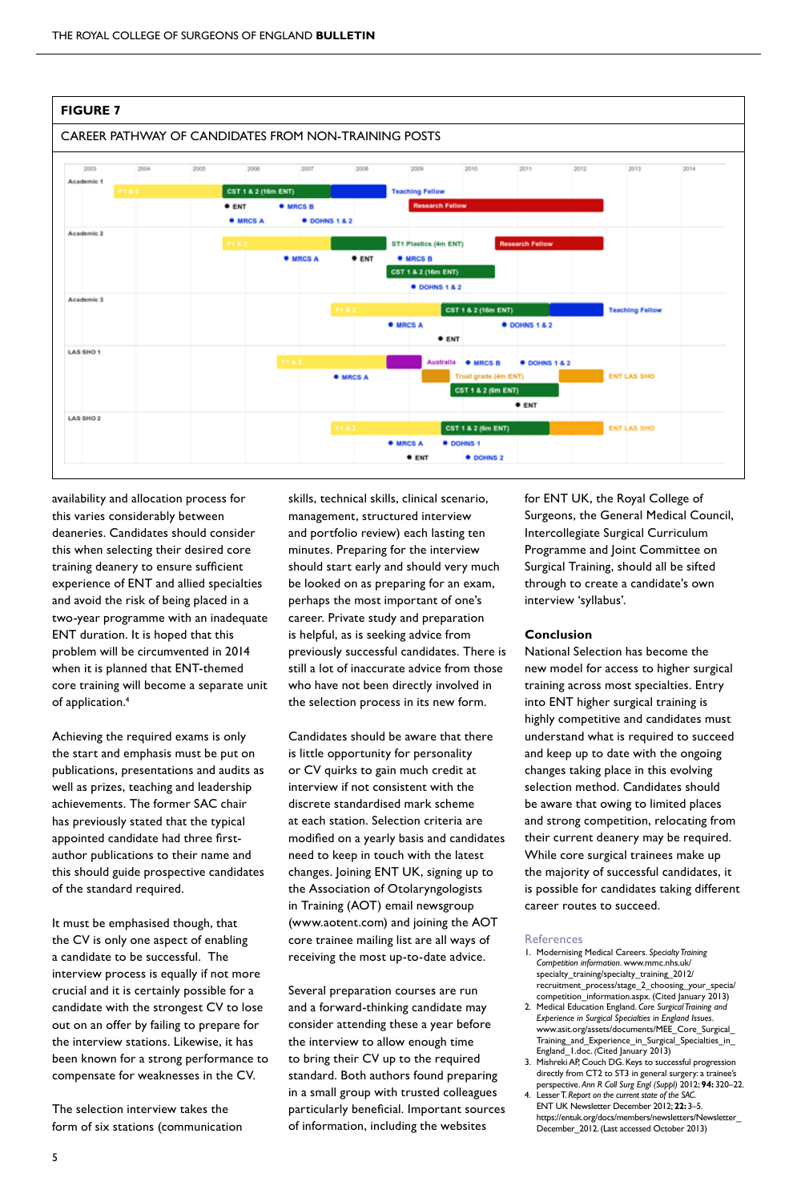**FIGURE 7**

CAREER PATHWAY OF CANDIDATES FROM NON-TRAINING POSTS

2003
2004
2005
2006
2007
2008
2009
2010
2011
2012
2013
2014

Academic 1
F1 & 2
CST 1 & 2 (16m ENT)
Teaching Fellow
Research Fellow
ENT
MRCS B
MRCS A
DOHNS 1 & 2

Academic 2
F1 & 2
ST1 Plastics (4m ENT)
Research Fellow
MRCS A
ENT
MRCS B
CST 1 & 2 (16m ENT)
DOHNS 1 & 2

Academic 3
F1 & 2
CST 1 & 2 (16m ENT)
Teaching Fellow
MRCS A
DOHNS 1 & 2
ENT

LAS SHO 1
F1 & 2
Australia
MRCS B
DOHNS 1 & 2
MRCS A
Trust grade (4m ENT)
ENT LAS SHO
CST 1 & 2 (6m ENT)
ENT

LAS SHO 2
F1 & 2
CST 1 & 2 (6m ENT)
ENT LAS SHO
MRCS A
DOHNS 1
ENT
DOHNS 2

availability and allocation process for this varies considerably between deaneries. Candidates should consider this when selecting their desired core training deanery to ensure sufficient experience of ENT and allied specialties and avoid the risk of being placed in a two-year programme with an inadequate ENT duration. It is hoped that this problem will be circumvented in 2014 when it is planned that ENT-themed core training will become a separate unit of application.[4]

Achieving the required exams is only the start and emphasis must be put on publications, presentations and audits as well as prizes, teaching and leadership achievements. The former SAC chair has previously stated that the typical appointed candidate had three first-author publications to their name and this should guide prospective candidates of the standard required.

It must be emphasised though, that the CV is only one aspect of enabling a candidate to be successful. The interview process is equally if not more crucial and it is certainly possible for a candidate with the strongest CV to lose out on an offer by failing to prepare for the interview stations. Likewise, it has been known for a strong performance to compensate for weaknesses in the CV.

The selection interview takes the form of six stations (communication skills, technical skills, clinical scenario, management, structured interview and portfolio review) each lasting ten minutes. Preparing for the interview should start early and should very much be looked on as preparing for an exam, perhaps the most important of one's career. Private study and preparation is helpful, as is seeking advice from previously successful candidates. There is still a lot of inaccurate advice from those who have not been directly involved in the selection process in its new form.

Candidates should be aware that there is little opportunity for personality or CV quirks to gain much credit at interview if not consistent with the discrete standardised mark scheme at each station. Selection criteria are modified on a yearly basis and candidates need to keep in touch with the latest changes. Joining ENT UK, signing up to the Association of Otolaryngologists in Training (AOT) email newsgroup (www.aoent.com) and joining the AOT core trainee mailing list are all ways of receiving the most up-to-date advice.

Several preparation courses are run and a forward-thinking candidate may consider attending these a year before the interview to allow enough time to bring their CV up to the required standard. Both authors found preparing in a small group with trusted colleagues particularly beneficial. Important sources of information, including the websites for ENT UK, the Royal College of Surgeons, the General Medical Council, Intercollegiate Surgical Curriculum Programme and Joint Committee on Surgical Training, should all be sifted through to create a candidate's own interview 'syllabus'.

## Conclusion

National Selection has become the new model for access to higher surgical training across most specialties. Entry into ENT higher surgical training is highly competitive and candidates must understand what is required to succeed and keep up to date with the ongoing changes taking place in this evolving selection method. Candidates should be aware that owing to limited places and strong competition, relocating from their current deanery may be required. While core surgical trainees make up the majority of successful candidates, it is possible for candidates taking different career routes to succeed.

## References

1. Modernising Medical Careers. *Specialty Training Competition information*. www.mmc.nhs.uk/specialty_training/specialty_training_2012/recruitment_process/stage_2_choosing_your_special/competition_information.aspx. (Cited January 2013)
2. Medical Education England. *Core Surgical Training and Experience in Surgical Specialties in England Issues*. www.asit.org/assets/documents/MEE_Core_Surgical_Training_and_Experience_in_Surgical_Specialties_in_England_I.doc. (Cited January 2013)
3. Mishreki AP, Couch DG. Keys to successful progression directly from CT2 to ST3 in general surgery: a trainee's perspective. *Ann R Coll Surg Engl (Suppl)* 2012; **94:** 320–22.
4. Lesser T. *Report on the current state of the SAC*. ENT UK Newsletter December 2012; **22:** 3–5. https://entuk.org/docs/members/newsletters/Newsletter_December_2012. (Last accessed October 2013)